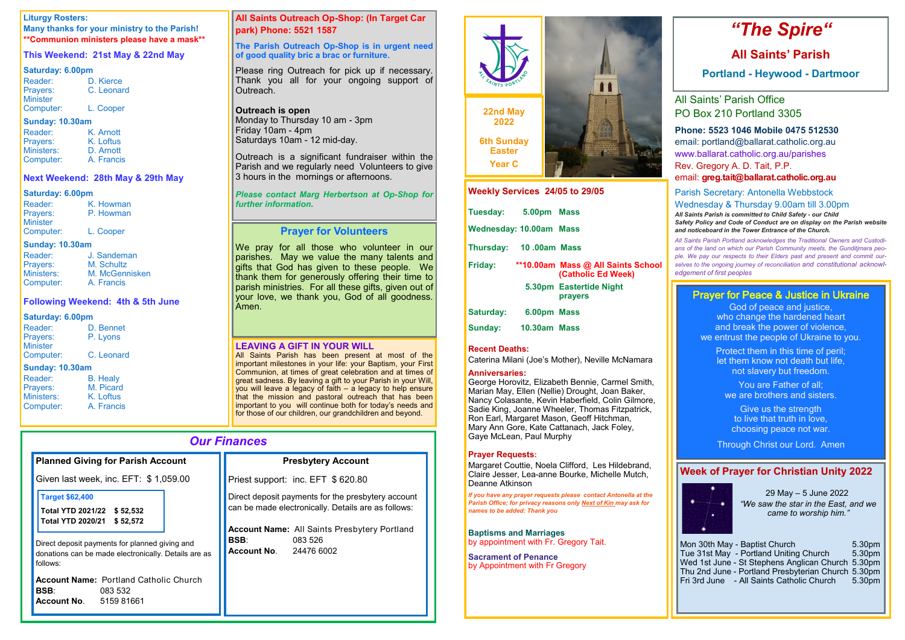# "The Spire"

## All Saints' Parish

### Portland - Heywood - Dartmoor

22nd May 2022

6th Sunday Easter

Year C

All Saints' Parish Office
PO Box 210 Portland 3305

**Phone: 5523 1046 Mobile 0475 512530**
email: portland@ballarat.catholic.org.au
www.ballarat.catholic.org.au/parishes
Rev. Gregory A. D. Tait, P.P.
email: **greg.tait@ballarat.catholic.org.au**

Parish Secretary: Antonella Webbstock
Wednesday & Thursday 9.00am till 3.00pm

***All Saints Parish is committed to Child Safety - our Child Safety Policy and Code of Conduct are on display on the Parish website and noticeboard in the Tower Entrance of the Church.***

*All Saints Parish Portland acknowledges the Traditional Owners and Custodians of the land on which our Parish Community meets, the Gunditjmara people. We pay our respects to their Elders past and present and commit ourselves to the ongoing journey of reconciliation and constitutional acknowledgement of first peoples*

## Liturgy Rosters:

**Many thanks for your ministry to the Parish!**
**\*\*Communion ministers please have a mask\*\***

### This Weekend: 21st May & 22nd May

**Saturday: 6.00pm**

| | |
|---|---|
| Reader: | D. Kierce |
| Prayers: | C. Leonard |
| Minister | |
| Computer: | L. Cooper |

**Sunday: 10.30am**

| | |
|---|---|
| Reader: | K. Arnott |
| Prayers: | K. Loftus |
| Ministers: | D. Arnott |
| Computer: | A. Francis |

### Next Weekend: 28th May & 29th May

**Saturday: 6.00pm**

| | |
|---|---|
| Reader: | K. Howman |
| Prayers: | P. Howman |
| Minister | |
| Computer: | L. Cooper |

**Sunday: 10.30am**

| | |
|---|---|
| Reader: | J. Sandeman |
| Prayers: | M. Schultz |
| Ministers: | M. McGennisken |
| Computer: | A. Francis |

### Following Weekend: 4th & 5th June

**Saturday: 6.00pm**

| | |
|---|---|
| Reader: | D. Bennet |
| Prayers: | P. Lyons |
| Minister | |
| Computer: | C. Leonard |

**Sunday: 10.30am**

| | |
|---|---|
| Reader: | B. Healy |
| Prayers: | M. Picard |
| Ministers: | K. Loftus |
| Computer: | A. Francis |

## All Saints Outreach Op-Shop: (In Target Car park) Phone: 5521 1587

**The Parish Outreach Op-Shop is in urgent need of good quality bric a brac or furniture.**

Please ring Outreach for pick up if necessary. Thank you all for your ongoing support of Outreach.

**Outreach is open**
Monday to Thursday 10 am - 3pm
Friday 10am - 4pm
Saturdays 10am - 12 mid-day.

Outreach is a significant fundraiser within the Parish and we regularly need Volunteers to give 3 hours in the mornings or afternoons.

***Please contact Marg Herbertson at Op-Shop for further information.***

## Prayer for Volunteers

We pray for all those who volunteer in our parishes. May we value the many talents and gifts that God has given to these people. We thank them for generously offering their time to parish ministries. For all these gifts, given out of your love, we thank you, God of all goodness. Amen.

## LEAVING A GIFT IN YOUR WILL

All Saints Parish has been present at most of the important milestones in your life: your Baptism, your First Communion, at times of great celebration and at times of great sadness. By leaving a gift to your Parish in your Will, you will leave a legacy of faith – a legacy to help ensure that the mission and pastoral outreach that has been important to you will continue both for today's needs and for those of our children, our grandchildren and beyond.

## Weekly Services 24/05 to 29/05

| | | |
|---|---|---|
| **Tuesday:** | **5.00pm** | **Mass** |
| **Wednesday:** | **10.00am** | **Mass** |
| **Thursday:** | **10 .00am** | **Mass** |
| **Friday:** | **\*\*10.00am** | **Mass @ All Saints School (Catholic Ed Week)** |
| | **5.30pm** | **Eastertide Night prayers** |
| **Saturday:** | **6.00pm** | **Mass** |
| **Sunday:** | **10.30am** | **Mass** |

**Recent Deaths:**
Caterina Milani (Joe's Mother), Neville McNamara

**Anniversaries:**
George Horovitz, Elizabeth Bennie, Carmel Smith, Marian May, Ellen (Nellie) Drought, Joan Baker, Nancy Colasante, Kevin Haberfield, Colin Gilmore, Sadie King, Joanne Wheeler, Thomas Fitzpatrick, Ron Earl, Margaret Mason, Geoff Hitchman, Mary Ann Gore, Kate Cattanach, Jack Foley, Gaye McLean, Paul Murphy

**Prayer Requests:**
Margaret Couttie, Noela Clifford, Les Hildebrand, Claire Jesser, Lea-anne Bourke, Michelle Mutch, Deanne Atkinson

***If you have any prayer requests please contact Antonella at the Parish Office; for privacy reasons only Next of Kin may ask for names to be added: Thank you***

**Baptisms and Marriages**
by appointment with Fr. Gregory Tait.

**Sacrament of Penance**
by Appointment with Fr Gregory

## Prayer for Peace & Justice in Ukraine

God of peace and justice,
who change the hardened heart
and break the power of violence,
we entrust the people of Ukraine to you.

Protect them in this time of peril;
let them know not death but life,
not slavery but freedom.

You are Father of all;
we are brothers and sisters.

Give us the strength
to live that truth in love,
choosing peace not war.

Through Christ our Lord. Amen

## Week of Prayer for Christian Unity 2022

29 May – 5 June 2022
*"We saw the star in the East, and we came to worship him."*

| | |
|---|---|
| Mon 30th May - Baptist Church | 5.30pm |
| Tue 31st May - Portland Uniting Church | 5.30pm |
| Wed 1st June - St Stephens Anglican Church | 5.30pm |
| Thu 2nd June - Portland Presbyterian Church | 5.30pm |
| Fri 3rd June - All Saints Catholic Church | 5.30pm |

## Our Finances

### Planned Giving for Parish Account

Given last week, inc. EFT: $ 1,059.00

**Target $62,400**

| | |
|---|---|
| **Total YTD 2021/22** | **$ 52,532** |
| **Total YTD 2020/21** | **$ 52,572** |

Direct deposit payments for planned giving and donations can be made electronically. Details are as follows:

**Account Name:** Portland Catholic Church
**BSB**: 083 532
**Account No**. 5159 81661

### Presbytery Account

Priest support: inc. EFT $ 620.80

Direct deposit payments for the presbytery account can be made electronically. Details are as follows:

**Account Name:** All Saints Presbytery Portland
**BSB**: 083 526
**Account No**. 24476 6002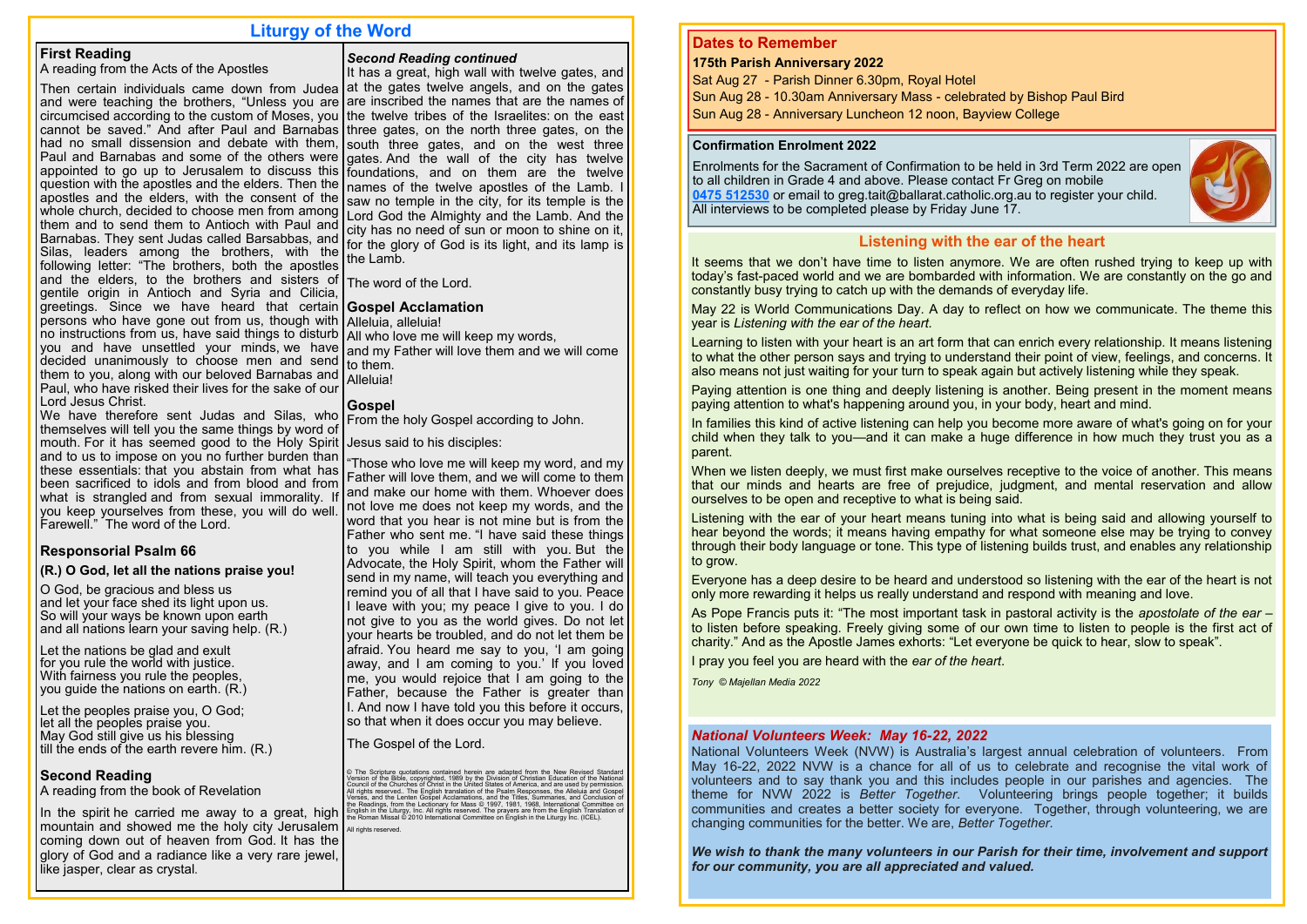# Liturgy of the Word

## First Reading

A reading from the Acts of the Apostles

Then certain individuals came down from Judea and were teaching the brothers, "Unless you are circumcised according to the custom of Moses, you cannot be saved." And after Paul and Barnabas had no small dissension and debate with them, Paul and Barnabas and some of the others were appointed to go up to Jerusalem to discuss this question with the apostles and the elders. Then the apostles and the elders, with the consent of the whole church, decided to choose men from among them and to send them to Antioch with Paul and Barnabas. They sent Judas called Barsabbas, and Silas, leaders among the brothers, with the following letter: "The brothers, both the apostles and the elders, to the brothers and sisters of gentile origin in Antioch and Syria and Cilicia, greetings. Since we have heard that certain persons who have gone out from us, though with no instructions from us, have said things to disturb you and have unsettled your minds, we have decided unanimously to choose men and send them to you, along with our beloved Barnabas and Paul, who have risked their lives for the sake of our Lord Jesus Christ.
We have therefore sent Judas and Silas, who themselves will tell you the same things by word of mouth. For it has seemed good to the Holy Spirit and to us to impose on you no further burden than these essentials: that you abstain from what has been sacrificed to idols and from blood and from what is strangled and from sexual immorality. If you keep yourselves from these, you will do well. Farewell." The word of the Lord.

## Responsorial Psalm 66

**(R.) O God, let all the nations praise you!**

O God, be gracious and bless us
and let your face shed its light upon us.
So will your ways be known upon earth
and all nations learn your saving help. (R.)

Let the nations be glad and exult
for you rule the world with justice.
With fairness you rule the peoples,
you guide the nations on earth. (R.)

Let the peoples praise you, O God;
let all the peoples praise you.
May God still give us his blessing
till the ends of the earth revere him. (R.)

## Second Reading

A reading from the book of Revelation

In the spirit he carried me away to a great, high mountain and showed me the holy city Jerusalem coming down out of heaven from God. It has the glory of God and a radiance like a very rare jewel, like jasper, clear as crystal.

### *Second Reading continued*

It has a great, high wall with twelve gates, and at the gates twelve angels, and on the gates are inscribed the names that are the names of the twelve tribes of the Israelites: on the east three gates, on the north three gates, on the south three gates, and on the west three gates. And the wall of the city has twelve foundations, and on them are the twelve names of the twelve apostles of the Lamb. I saw no temple in the city, for its temple is the Lord God the Almighty and the Lamb. And the city has no need of sun or moon to shine on it, for the glory of God is its light, and its lamp is the Lamb.

The word of the Lord.

## Gospel Acclamation

Alleluia, alleluia!
All who love me will keep my words,
and my Father will love them and we will come to them.
Alleluia!

## Gospel

From the holy Gospel according to John.

Jesus said to his disciples:

"Those who love me will keep my word, and my Father will love them, and we will come to them and make our home with them. Whoever does not love me does not keep my words, and the word that you hear is not mine but is from the Father who sent me. "I have said these things to you while I am still with you. But the Advocate, the Holy Spirit, whom the Father will send in my name, will teach you everything and remind you of all that I have said to you. Peace I leave with you; my peace I give to you. I do not give to you as the world gives. Do not let your hearts be troubled, and do not let them be afraid. You heard me say to you, 'I am going away, and I am coming to you.' If you loved me, you would rejoice that I am going to the Father, because the Father is greater than I. And now I have told you this before it occurs, so that when it does occur you may believe.

The Gospel of the Lord.

© The Scripture quotations contained herein are adapted from the New Revised Standard Version of the Bible, copyrighted, 1989 by the Division of Christian Education of the National Council of the Churches of Christ in the United States of America, and are used by permission. All rights reserved. The English translation of the Psalm Responses, the Alleluia and Gospel Verses, and the Lenten Gospel Acclamations, and the Titles, Summaries, and Conclusion of the Readings, from the Lectionary for Mass © 1997, 1981, 1968, International Committee on English in the Liturgy, Inc. All rights reserved. The prayers are from the English Translation of the Roman Missal © 2010 International Committee on English in the Liturgy Inc. (ICEL). All rights reserved.

## Dates to Remember

**175th Parish Anniversary 2022**

Sat Aug 27 - Parish Dinner 6.30pm, Royal Hotel
Sun Aug 28 - 10.30am Anniversary Mass - celebrated by Bishop Paul Bird
Sun Aug 28 - Anniversary Luncheon 12 noon, Bayview College

## Confirmation Enrolment 2022

Enrolments for the Sacrament of Confirmation to be held in 3rd Term 2022 are open to all children in Grade 4 and above. Please contact Fr Greg on mobile **0475 512530** or email to greg.tait@ballarat.catholic.org.au to register your child. All interviews to be completed please by Friday June 17.

## Listening with the ear of the heart

It seems that we don't have time to listen anymore. We are often rushed trying to keep up with today's fast-paced world and we are bombarded with information. We are constantly on the go and constantly busy trying to catch up with the demands of everyday life.

May 22 is World Communications Day. A day to reflect on how we communicate. The theme this year is *Listening with the ear of the heart.*

Learning to listen with your heart is an art form that can enrich every relationship. It means listening to what the other person says and trying to understand their point of view, feelings, and concerns. It also means not just waiting for your turn to speak again but actively listening while they speak.

Paying attention is one thing and deeply listening is another. Being present in the moment means paying attention to what's happening around you, in your body, heart and mind.

In families this kind of active listening can help you become more aware of what's going on for your child when they talk to you—and it can make a huge difference in how much they trust you as a parent.

When we listen deeply, we must first make ourselves receptive to the voice of another. This means that our minds and hearts are free of prejudice, judgment, and mental reservation and allow ourselves to be open and receptive to what is being said.

Listening with the ear of your heart means tuning into what is being said and allowing yourself to hear beyond the words; it means having empathy for what someone else may be trying to convey through their body language or tone. This type of listening builds trust, and enables any relationship to grow.

Everyone has a deep desire to be heard and understood so listening with the ear of the heart is not only more rewarding it helps us really understand and respond with meaning and love.

As Pope Francis puts it: "The most important task in pastoral activity is the *apostolate of the ear* – to listen before speaking. Freely giving some of our own time to listen to people is the first act of charity." And as the Apostle James exhorts: "Let everyone be quick to hear, slow to speak".

I pray you feel you are heard with the *ear of the heart*.

*Tony © Majellan Media 2022*

## *National Volunteers Week: May 16-22, 2022*

National Volunteers Week (NVW) is Australia's largest annual celebration of volunteers. From May 16-22, 2022 NVW is a chance for all of us to celebrate and recognise the vital work of volunteers and to say thank you and this includes people in our parishes and agencies. The theme for NVW 2022 is *Better Together*. Volunteering brings people together; it builds communities and creates a better society for everyone. Together, through volunteering, we are changing communities for the better. We are, *Better Together.*

***We wish to thank the many volunteers in our Parish for their time, involvement and support for our community, you are all appreciated and valued.***